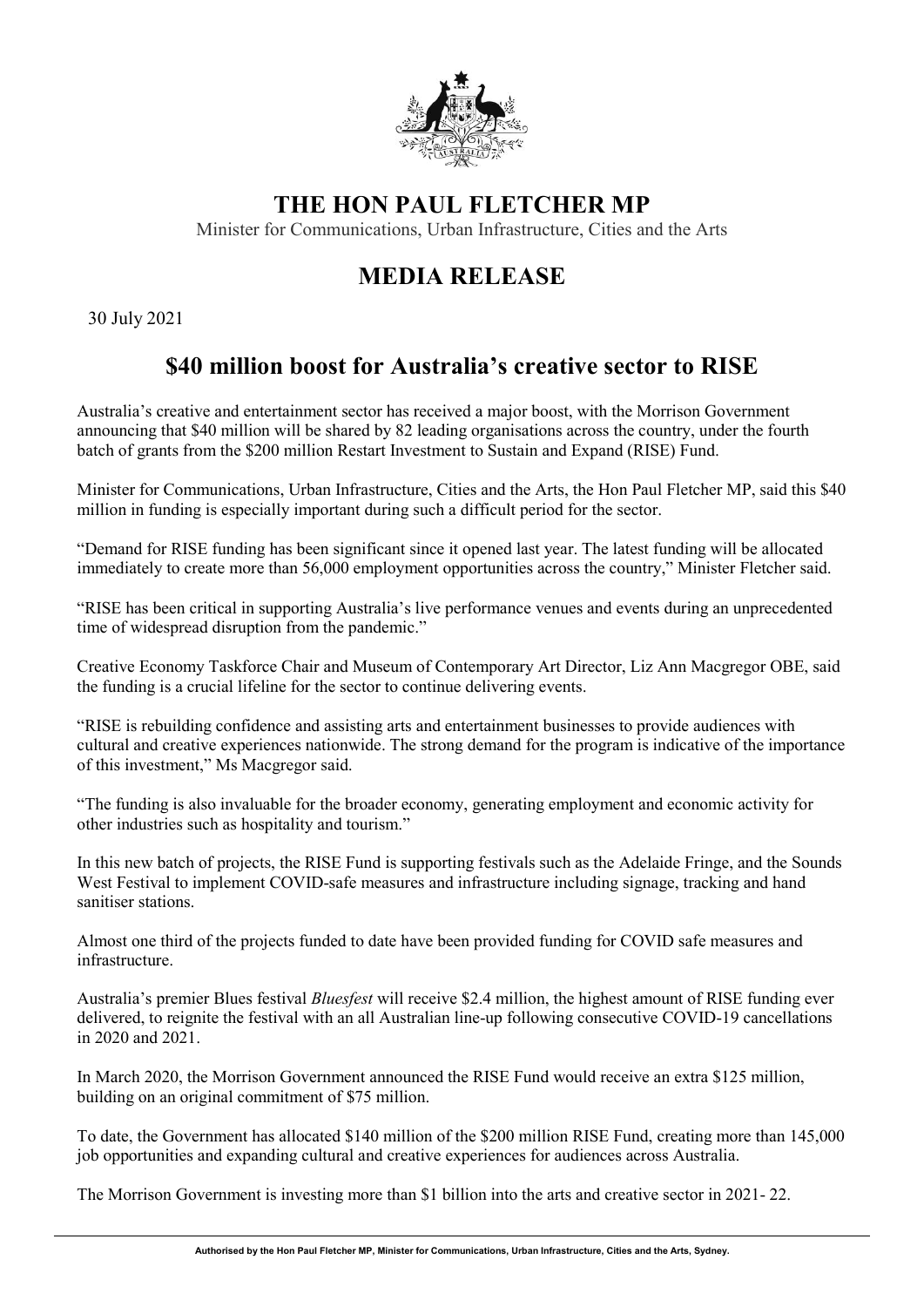# THE HON PAUL FLETCHER MP

Minister for Communications, Urban Infrastructure, Cities and the Arts

## MEDIA RELEASE

30 July 2021

## $40 million boost for Australia's creative sector to RISE

Australia's creative and entertainment sector has received a major boost, with the Morrison Government announcing that $40 million will be shared by 82 leading organisations across the country, under the fourth batch of grants from the $200 million Restart Investment to Sustain and Expand (RISE) Fund.

Minister for Communications, Urban Infrastructure, Cities and the Arts, the Hon Paul Fletcher MP, said this $40 million in funding is especially important during such a difficult period for the sector.

"Demand for RISE funding has been significant since it opened last year. The latest funding will be allocated immediately to create more than 56,000 employment opportunities across the country," Minister Fletcher said.

"RISE has been critical in supporting Australia's live performance venues and events during an unprecedented time of widespread disruption from the pandemic."

Creative Economy Taskforce Chair and Museum of Contemporary Art Director, Liz Ann Macgregor OBE, said the funding is a crucial lifeline for the sector to continue delivering events.

"RISE is rebuilding confidence and assisting arts and entertainment businesses to provide audiences with cultural and creative experiences nationwide. The strong demand for the program is indicative of the importance of this investment," Ms Macgregor said.

"The funding is also invaluable for the broader economy, generating employment and economic activity for other industries such as hospitality and tourism."

In this new batch of projects, the RISE Fund is supporting festivals such as the Adelaide Fringe, and the Sounds West Festival to implement COVID-safe measures and infrastructure including signage, tracking and hand sanitiser stations.

Almost one third of the projects funded to date have been provided funding for COVID safe measures and infrastructure.

Australia's premier Blues festival *Bluesfest* will receive $2.4 million, the highest amount of RISE funding ever delivered, to reignite the festival with an all Australian line-up following consecutive COVID-19 cancellations in 2020 and 2021.

In March 2020, the Morrison Government announced the RISE Fund would receive an extra $125 million, building on an original commitment of $75 million.

To date, the Government has allocated $140 million of the $200 million RISE Fund, creating more than 145,000 job opportunities and expanding cultural and creative experiences for audiences across Australia.

The Morrison Government is investing more than $1 billion into the arts and creative sector in 2021- 22.

Authorised by the Hon Paul Fletcher MP, Minister for Communications, Urban Infrastructure, Cities and the Arts, Sydney.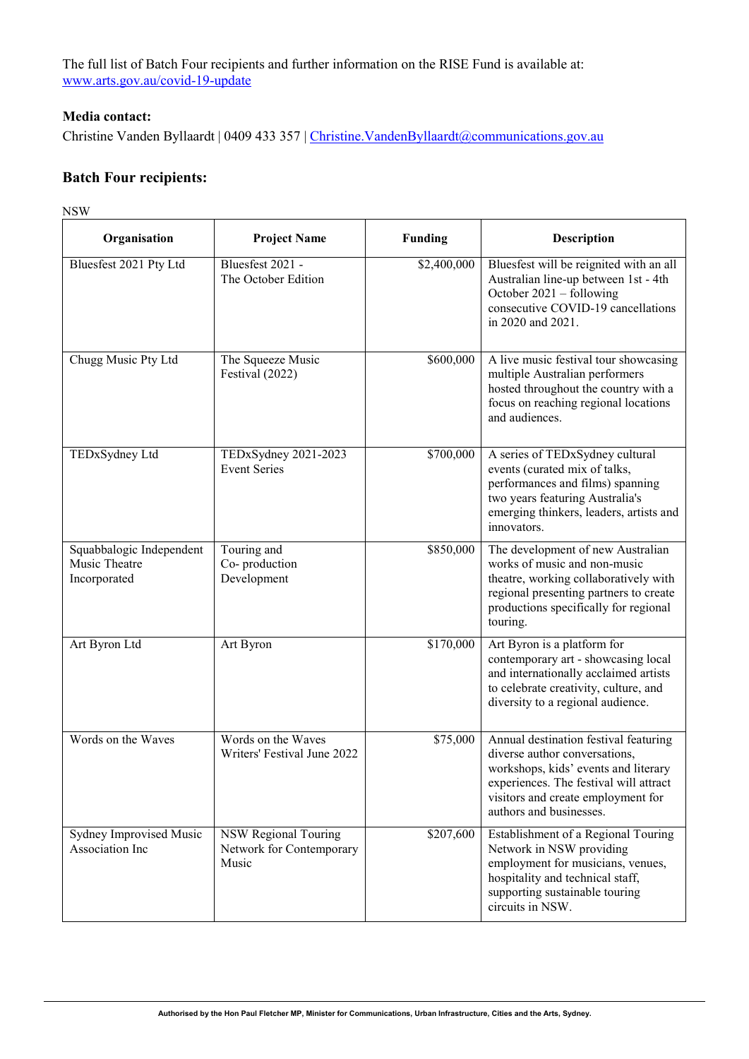The full list of Batch Four recipients and further information on the RISE Fund is available at: www.arts.gov.au/covid-19-update

**Media contact:**

Christine Vanden Byllaardt | 0409 433 357 | Christine.VandenByllaardt@communications.gov.au

## Batch Four recipients:

NSW

| Organisation | Project Name | Funding | Description |
|---|---|---|---|
| Bluesfest 2021 Pty Ltd | Bluesfest 2021 - The October Edition | $2,400,000 | Bluesfest will be reignited with an all Australian line-up between 1st - 4th October 2021 – following consecutive COVID-19 cancellations in 2020 and 2021. |
| Chugg Music Pty Ltd | The Squeeze Music Festival (2022) | $600,000 | A live music festival tour showcasing multiple Australian performers hosted throughout the country with a focus on reaching regional locations and audiences. |
| TEDxSydney Ltd | TEDxSydney 2021-2023 Event Series | $700,000 | A series of TEDxSydney cultural events (curated mix of talks, performances and films) spanning two years featuring Australia's emerging thinkers, leaders, artists and innovators. |
| Squabbalogic Independent Music Theatre Incorporated | Touring and Co- production Development | $850,000 | The development of new Australian works of music and non-music theatre, working collaboratively with regional presenting partners to create productions specifically for regional touring. |
| Art Byron Ltd | Art Byron | $170,000 | Art Byron is a platform for contemporary art - showcasing local and internationally acclaimed artists to celebrate creativity, culture, and diversity to a regional audience. |
| Words on the Waves | Words on the Waves Writers' Festival June 2022 | $75,000 | Annual destination festival featuring diverse author conversations, workshops, kids' events and literary experiences. The festival will attract visitors and create employment for authors and businesses. |
| Sydney Improvised Music Association Inc | NSW Regional Touring Network for Contemporary Music | $207,600 | Establishment of a Regional Touring Network in NSW providing employment for musicians, venues, hospitality and technical staff, supporting sustainable touring circuits in NSW. |

Authorised by the Hon Paul Fletcher MP, Minister for Communications, Urban Infrastructure, Cities and the Arts, Sydney.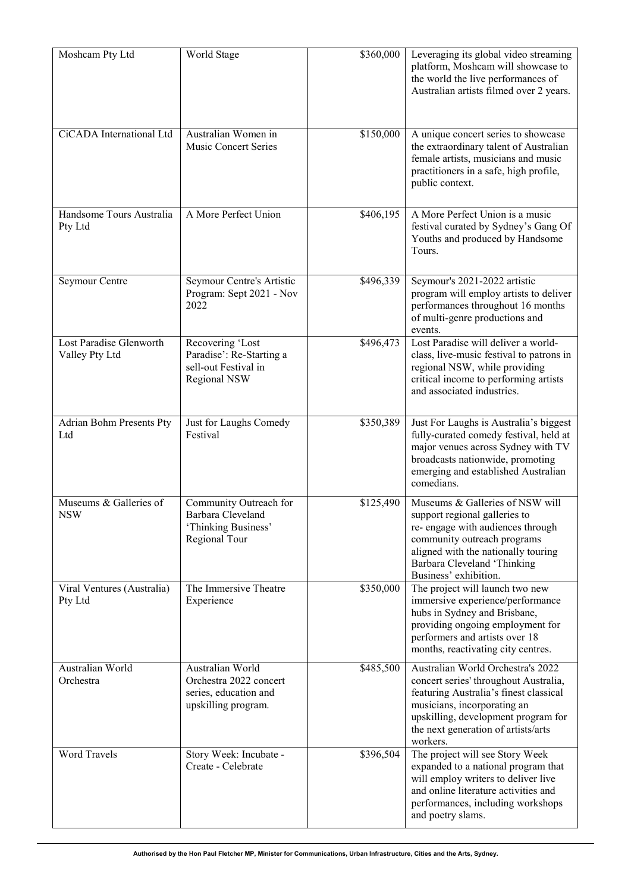| Moshcam Pty Ltd | World Stage | $360,000 | Leveraging its global video streaming platform, Moshcam will showcase to the world the live performances of Australian artists filmed over 2 years. |
|---|---|---|---|
| CiCADA International Ltd | Australian Women in Music Concert Series | $150,000 | A unique concert series to showcase the extraordinary talent of Australian female artists, musicians and music practitioners in a safe, high profile, public context. |
| Handsome Tours Australia Pty Ltd | A More Perfect Union | $406,195 | A More Perfect Union is a music festival curated by Sydney's Gang Of Youths and produced by Handsome Tours. |
| Seymour Centre | Seymour Centre's Artistic Program: Sept 2021 - Nov 2022 | $496,339 | Seymour's 2021-2022 artistic program will employ artists to deliver performances throughout 16 months of multi-genre productions and events. |
| Lost Paradise Glenworth Valley Pty Ltd | Recovering 'Lost Paradise': Re-Starting a sell-out Festival in Regional NSW | $496,473 | Lost Paradise will deliver a world-class, live-music festival to patrons in regional NSW, while providing critical income to performing artists and associated industries. |
| Adrian Bohm Presents Pty Ltd | Just for Laughs Comedy Festival | $350,389 | Just For Laughs is Australia's biggest fully-curated comedy festival, held at major venues across Sydney with TV broadcasts nationwide, promoting emerging and established Australian comedians. |
| Museums & Galleries of NSW | Community Outreach for Barbara Cleveland 'Thinking Business' Regional Tour | $125,490 | Museums & Galleries of NSW will support regional galleries to re- engage with audiences through community outreach programs aligned with the nationally touring Barbara Cleveland 'Thinking Business' exhibition. |
| Viral Ventures (Australia) Pty Ltd | The Immersive Theatre Experience | $350,000 | The project will launch two new immersive experience/performance hubs in Sydney and Brisbane, providing ongoing employment for performers and artists over 18 months, reactivating city centres. |
| Australian World Orchestra | Australian World Orchestra 2022 concert series, education and upskilling program. | $485,500 | Australian World Orchestra's 2022 concert series' throughout Australia, featuring Australia's finest classical musicians, incorporating an upskilling, development program for the next generation of artists/arts workers. |
| Word Travels | Story Week: Incubate - Create - Celebrate | $396,504 | The project will see Story Week expanded to a national program that will employ writers to deliver live and online literature activities and performances, including workshops and poetry slams. |

**Authorised by the Hon Paul Fletcher MP, Minister for Communications, Urban Infrastructure, Cities and the Arts, Sydney.**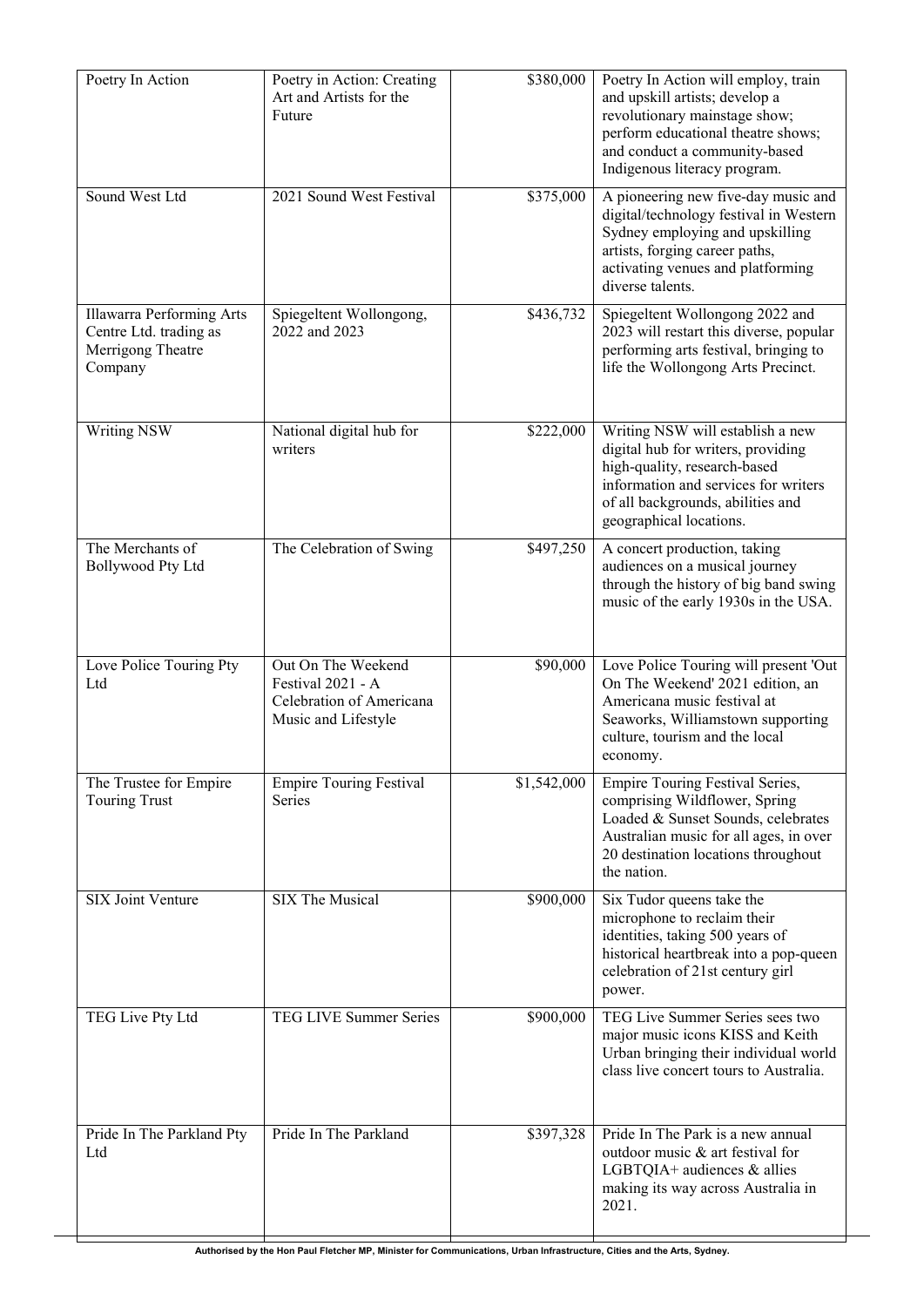| | | | |
|---|---|---|---|
| Poetry In Action | Poetry in Action: Creating Art and Artists for the Future | $380,000 | Poetry In Action will employ, train and upskill artists; develop a revolutionary mainstage show; perform educational theatre shows; and conduct a community-based Indigenous literacy program. |
| Sound West Ltd | 2021 Sound West Festival | $375,000 | A pioneering new five-day music and digital/technology festival in Western Sydney employing and upskilling artists, forging career paths, activating venues and platforming diverse talents. |
| Illawarra Performing Arts Centre Ltd. trading as Merrigong Theatre Company | Spiegeltent Wollongong, 2022 and 2023 | $436,732 | Spiegeltent Wollongong 2022 and 2023 will restart this diverse, popular performing arts festival, bringing to life the Wollongong Arts Precinct. |
| Writing NSW | National digital hub for writers | $222,000 | Writing NSW will establish a new digital hub for writers, providing high-quality, research-based information and services for writers of all backgrounds, abilities and geographical locations. |
| The Merchants of Bollywood Pty Ltd | The Celebration of Swing | $497,250 | A concert production, taking audiences on a musical journey through the history of big band swing music of the early 1930s in the USA. |
| Love Police Touring Pty Ltd | Out On The Weekend Festival 2021 - A Celebration of Americana Music and Lifestyle | $90,000 | Love Police Touring will present 'Out On The Weekend' 2021 edition, an Americana music festival at Seaworks, Williamstown supporting culture, tourism and the local economy. |
| The Trustee for Empire Touring Trust | Empire Touring Festival Series | $1,542,000 | Empire Touring Festival Series, comprising Wildflower, Spring Loaded & Sunset Sounds, celebrates Australian music for all ages, in over 20 destination locations throughout the nation. |
| SIX Joint Venture | SIX The Musical | $900,000 | Six Tudor queens take the microphone to reclaim their identities, taking 500 years of historical heartbreak into a pop-queen celebration of 21st century girl power. |
| TEG Live Pty Ltd | TEG LIVE Summer Series | $900,000 | TEG Live Summer Series sees two major music icons KISS and Keith Urban bringing their individual world class live concert tours to Australia. |
| Pride In The Parkland Pty Ltd | Pride In The Parkland | $397,328 | Pride In The Park is a new annual outdoor music & art festival for LGBTQIA+ audiences & allies making its way across Australia in 2021. |

Authorised by the Hon Paul Fletcher MP, Minister for Communications, Urban Infrastructure, Cities and the Arts, Sydney.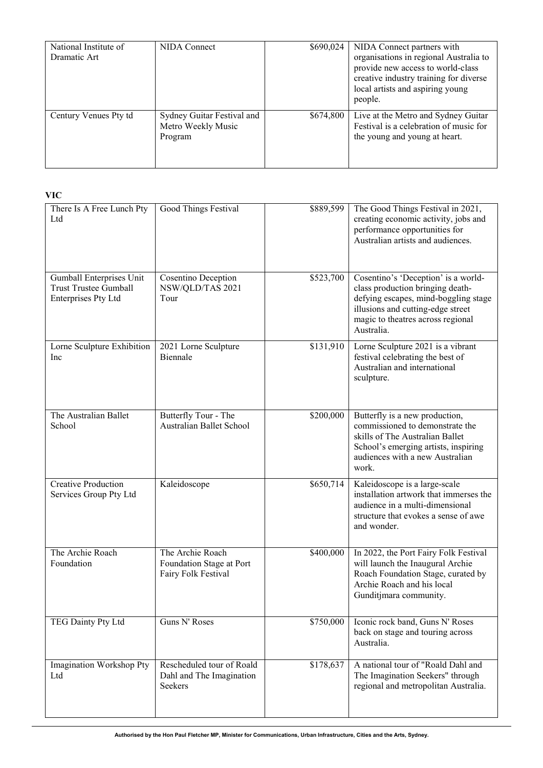| | | | |
|---|---|---|---|
| National Institute of Dramatic Art | NIDA Connect | $690,024 | NIDA Connect partners with organisations in regional Australia to provide new access to world-class creative industry training for diverse local artists and aspiring young people. |
| Century Venues Pty td | Sydney Guitar Festival and Metro Weekly Music Program | $674,800 | Live at the Metro and Sydney Guitar Festival is a celebration of music for the young and young at heart. |

**VIC**

| | | | |
|---|---|---|---|
| There Is A Free Lunch Pty Ltd | Good Things Festival | $889,599 | The Good Things Festival in 2021, creating economic activity, jobs and performance opportunities for Australian artists and audiences. |
| Gumball Enterprises Unit Trust Trustee Gumball Enterprises Pty Ltd | Cosentino Deception NSW/QLD/TAS 2021 Tour | $523,700 | Cosentino's 'Deception' is a world-class production bringing death-defying escapes, mind-boggling stage illusions and cutting-edge street magic to theatres across regional Australia. |
| Lorne Sculpture Exhibition Inc | 2021 Lorne Sculpture Biennale | $131,910 | Lorne Sculpture 2021 is a vibrant festival celebrating the best of Australian and international sculpture. |
| The Australian Ballet School | Butterfly Tour - The Australian Ballet School | $200,000 | Butterfly is a new production, commissioned to demonstrate the skills of The Australian Ballet School's emerging artists, inspiring audiences with a new Australian work. |
| Creative Production Services Group Pty Ltd | Kaleidoscope | $650,714 | Kaleidoscope is a large-scale installation artwork that immerses the audience in a multi-dimensional structure that evokes a sense of awe and wonder. |
| The Archie Roach Foundation | The Archie Roach Foundation Stage at Port Fairy Folk Festival | $400,000 | In 2022, the Port Fairy Folk Festival will launch the Inaugural Archie Roach Foundation Stage, curated by Archie Roach and his local Gunditjmara community. |
| TEG Dainty Pty Ltd | Guns N' Roses | $750,000 | Iconic rock band, Guns N' Roses back on stage and touring across Australia. |
| Imagination Workshop Pty Ltd | Rescheduled tour of Roald Dahl and The Imagination Seekers | $178,637 | A national tour of "Roald Dahl and The Imagination Seekers" through regional and metropolitan Australia. |

**Authorised by the Hon Paul Fletcher MP, Minister for Communications, Urban Infrastructure, Cities and the Arts, Sydney.**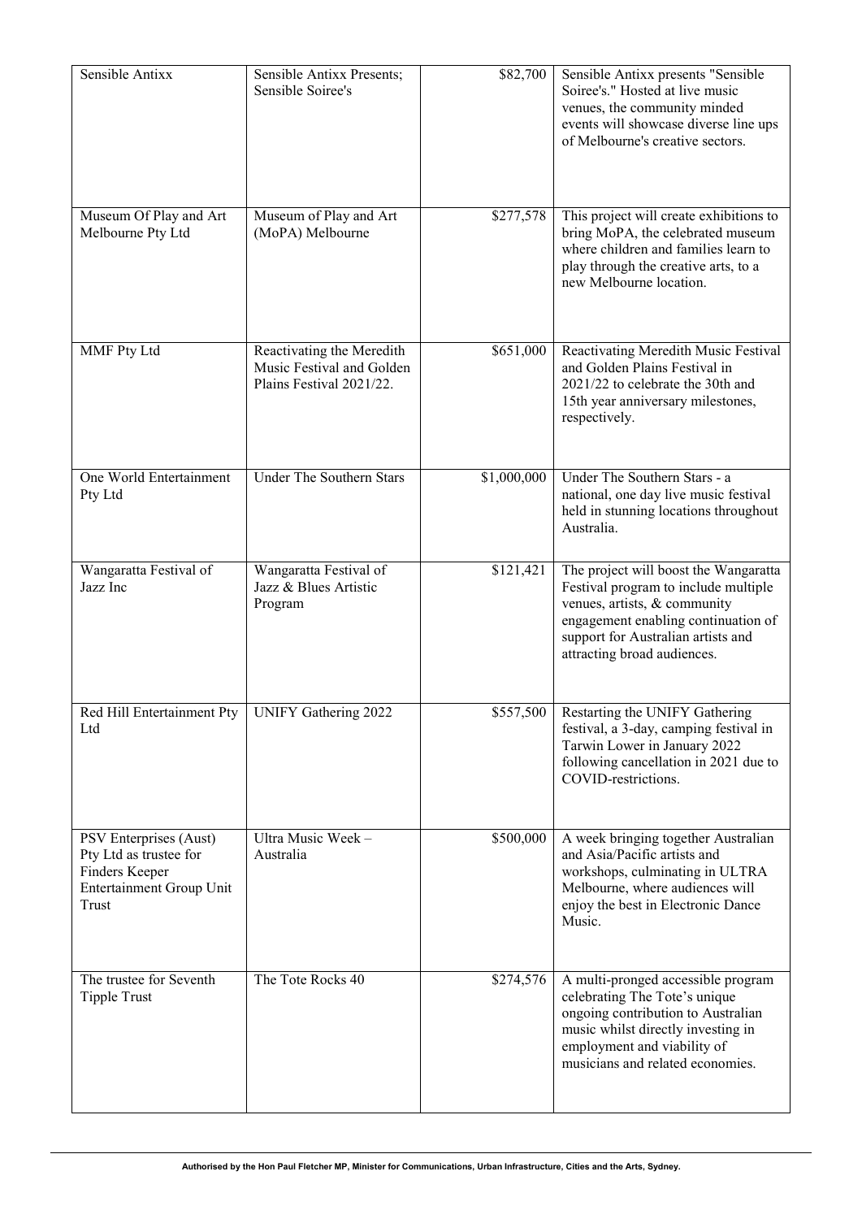| Sensible Antixx | Sensible Antixx Presents; Sensible Soiree's | $82,700 | Sensible Antixx presents "Sensible Soiree's." Hosted at live music venues, the community minded events will showcase diverse line ups of Melbourne's creative sectors. |
|---|---|---|---|
| Museum Of Play and Art Melbourne Pty Ltd | Museum of Play and Art (MoPA) Melbourne | $277,578 | This project will create exhibitions to bring MoPA, the celebrated museum where children and families learn to play through the creative arts, to a new Melbourne location. |
| MMF Pty Ltd | Reactivating the Meredith Music Festival and Golden Plains Festival 2021/22. | $651,000 | Reactivating Meredith Music Festival and Golden Plains Festival in 2021/22 to celebrate the 30th and 15th year anniversary milestones, respectively. |
| One World Entertainment Pty Ltd | Under The Southern Stars | $1,000,000 | Under The Southern Stars - a national, one day live music festival held in stunning locations throughout Australia. |
| Wangaratta Festival of Jazz Inc | Wangaratta Festival of Jazz & Blues Artistic Program | $121,421 | The project will boost the Wangaratta Festival program to include multiple venues, artists, & community engagement enabling continuation of support for Australian artists and attracting broad audiences. |
| Red Hill Entertainment Pty Ltd | UNIFY Gathering 2022 | $557,500 | Restarting the UNIFY Gathering festival, a 3-day, camping festival in Tarwin Lower in January 2022 following cancellation in 2021 due to COVID-restrictions. |
| PSV Enterprises (Aust) Pty Ltd as trustee for Finders Keeper Entertainment Group Unit Trust | Ultra Music Week – Australia | $500,000 | A week bringing together Australian and Asia/Pacific artists and workshops, culminating in ULTRA Melbourne, where audiences will enjoy the best in Electronic Dance Music. |
| The trustee for Seventh Tipple Trust | The Tote Rocks 40 | $274,576 | A multi-pronged accessible program celebrating The Tote's unique ongoing contribution to Australian music whilst directly investing in employment and viability of musicians and related economies. |

**Authorised by the Hon Paul Fletcher MP, Minister for Communications, Urban Infrastructure, Cities and the Arts, Sydney.**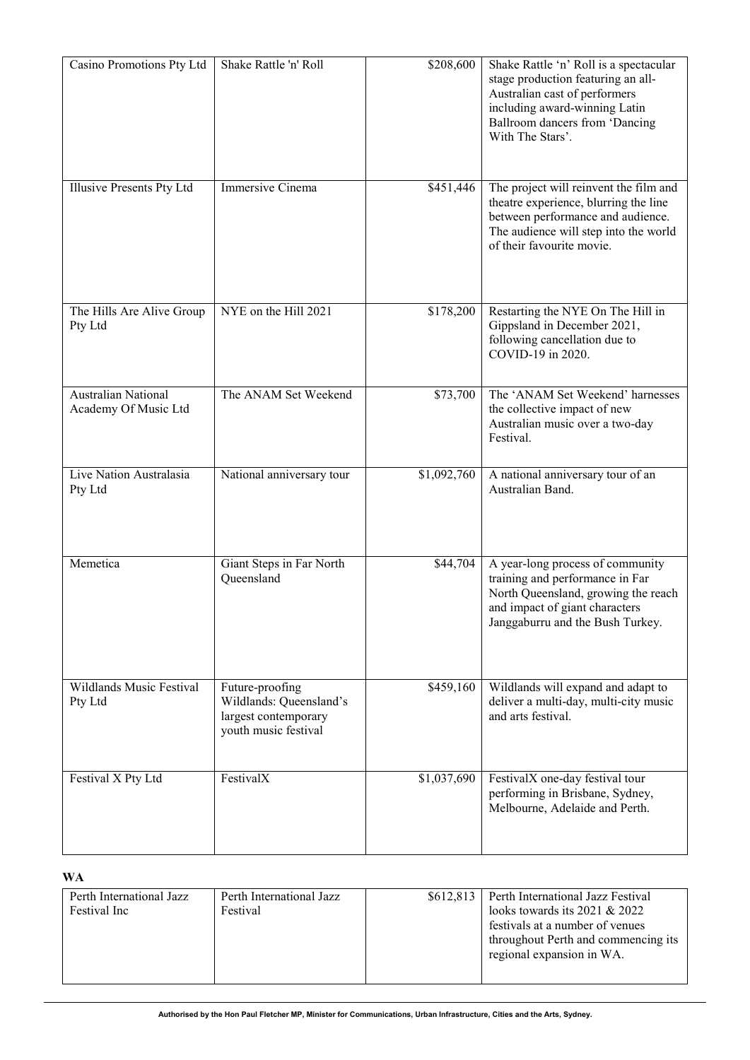| | | | |
|---|---|---|---|
| Casino Promotions Pty Ltd | Shake Rattle 'n' Roll | $208,600 | Shake Rattle 'n' Roll is a spectacular stage production featuring an all-Australian cast of performers including award-winning Latin Ballroom dancers from 'Dancing With The Stars'. |
| Illusive Presents Pty Ltd | Immersive Cinema | $451,446 | The project will reinvent the film and theatre experience, blurring the line between performance and audience. The audience will step into the world of their favourite movie. |
| The Hills Are Alive Group Pty Ltd | NYE on the Hill 2021 | $178,200 | Restarting the NYE On The Hill in Gippsland in December 2021, following cancellation due to COVID-19 in 2020. |
| Australian National Academy Of Music Ltd | The ANAM Set Weekend | $73,700 | The 'ANAM Set Weekend' harnesses the collective impact of new Australian music over a two-day Festival. |
| Live Nation Australasia Pty Ltd | National anniversary tour | $1,092,760 | A national anniversary tour of an Australian Band. |
| Memetica | Giant Steps in Far North Queensland | $44,704 | A year-long process of community training and performance in Far North Queensland, growing the reach and impact of giant characters Janggaburru and the Bush Turkey. |
| Wildlands Music Festival Pty Ltd | Future-proofing Wildlands: Queensland's largest contemporary youth music festival | $459,160 | Wildlands will expand and adapt to deliver a multi-day, multi-city music and arts festival. |
| Festival X Pty Ltd | FestivalX | $1,037,690 | FestivalX one-day festival tour performing in Brisbane, Sydney, Melbourne, Adelaide and Perth. |

**WA**

| | | | |
|---|---|---|---|
| Perth International Jazz Festival Inc | Perth International Jazz Festival | $612,813 | Perth International Jazz Festival looks towards its 2021 & 2022 festivals at a number of venues throughout Perth and commencing its regional expansion in WA. |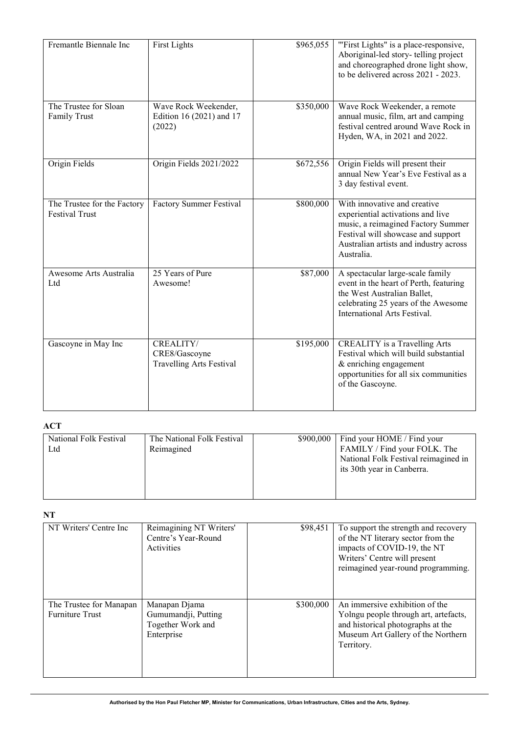| Fremantle Biennale Inc | First Lights | $965,055 | '"First Lights" is a place-responsive, Aboriginal-led story- telling project and choreographed drone light show, to be delivered across 2021 - 2023. |
|---|---|---|---|
| The Trustee for Sloan Family Trust | Wave Rock Weekender, Edition 16 (2021) and 17 (2022) | $350,000 | Wave Rock Weekender, a remote annual music, film, art and camping festival centred around Wave Rock in Hyden, WA, in 2021 and 2022. |
| Origin Fields | Origin Fields 2021/2022 | $672,556 | Origin Fields will present their annual New Year's Eve Festival as a 3 day festival event. |
| The Trustee for the Factory Festival Trust | Factory Summer Festival | $800,000 | With innovative and creative experiential activations and live music, a reimagined Factory Summer Festival will showcase and support Australian artists and industry across Australia. |
| Awesome Arts Australia Ltd | 25 Years of Pure Awesome! | $87,000 | A spectacular large-scale family event in the heart of Perth, featuring the West Australian Ballet, celebrating 25 years of the Awesome International Arts Festival. |
| Gascoyne in May Inc | CREALITY/ CRE8/Gascoyne Travelling Arts Festival | $195,000 | CREALITY is a Travelling Arts Festival which will build substantial & enriching engagement opportunities for all six communities of the Gascoyne. |

**ACT**

| National Folk Festival Ltd | The National Folk Festival Reimagined | $900,000 | Find your HOME / Find your FAMILY / Find your FOLK. The National Folk Festival reimagined in its 30th year in Canberra. |
|---|---|---|---|

**NT**

| NT Writers' Centre Inc | Reimagining NT Writers' Centre's Year-Round Activities | $98,451 | To support the strength and recovery of the NT literary sector from the impacts of COVID-19, the NT Writers' Centre will present reimagined year-round programming. |
|---|---|---|---|
| The Trustee for Manapan Furniture Trust | Manapan Djama Gumumandji, Putting Together Work and Enterprise | $300,000 | An immersive exhibition of the Yolngu people through art, artefacts, and historical photographs at the Museum Art Gallery of the Northern Territory. |

**Authorised by the Hon Paul Fletcher MP, Minister for Communications, Urban Infrastructure, Cities and the Arts, Sydney.**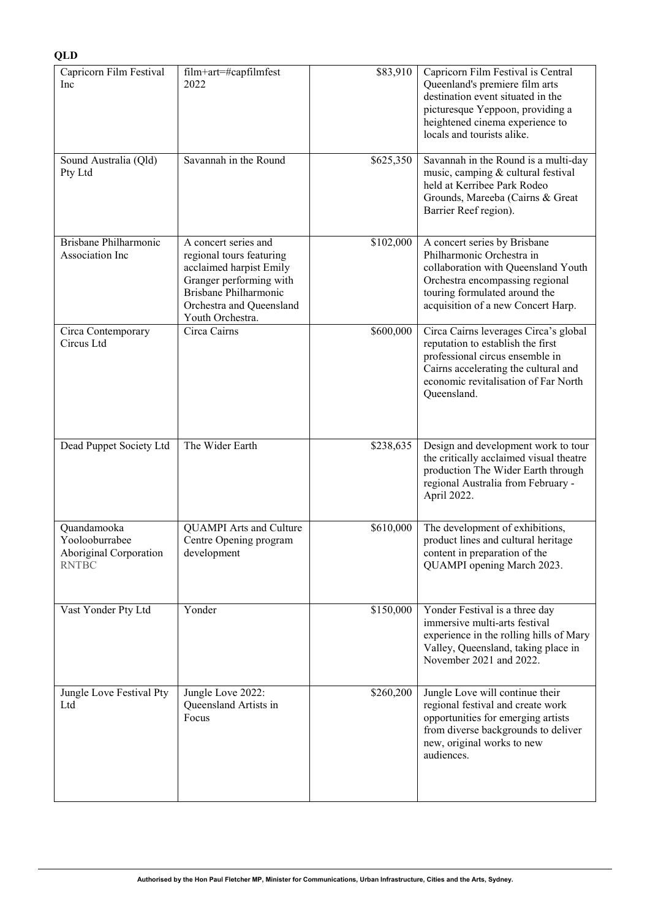**QLD**

| | | | |
|---|---|---|---|
| Capricorn Film Festival Inc | film+art=#capfilmfest 2022 | $83,910 | Capricorn Film Festival is Central Queensland's premiere film arts destination event situated in the picturesque Yeppoon, providing a heightened cinema experience to locals and tourists alike. |
| Sound Australia (Qld) Pty Ltd | Savannah in the Round | $625,350 | Savannah in the Round is a multi-day music, camping & cultural festival held at Kerribee Park Rodeo Grounds, Mareeba (Cairns & Great Barrier Reef region). |
| Brisbane Philharmonic Association Inc | A concert series and regional tours featuring acclaimed harpist Emily Granger performing with Brisbane Philharmonic Orchestra and Queensland Youth Orchestra. | $102,000 | A concert series by Brisbane Philharmonic Orchestra in collaboration with Queensland Youth Orchestra encompassing regional touring formulated around the acquisition of a new Concert Harp. |
| Circa Contemporary Circus Ltd | Circa Cairns | $600,000 | Circa Cairns leverages Circa's global reputation to establish the first professional circus ensemble in Cairns accelerating the cultural and economic revitalisation of Far North Queensland. |
| Dead Puppet Society Ltd | The Wider Earth | $238,635 | Design and development work to tour the critically acclaimed visual theatre production The Wider Earth through regional Australia from February - April 2022. |
| Quandamooka Yoolooburrabee Aboriginal Corporation RNTBC | QUAMPI Arts and Culture Centre Opening program development | $610,000 | The development of exhibitions, product lines and cultural heritage content in preparation of the QUAMPI opening March 2023. |
| Vast Yonder Pty Ltd | Yonder | $150,000 | Yonder Festival is a three day immersive multi-arts festival experience in the rolling hills of Mary Valley, Queensland, taking place in November 2021 and 2022. |
| Jungle Love Festival Pty Ltd | Jungle Love 2022: Queensland Artists in Focus | $260,200 | Jungle Love will continue their regional festival and create work opportunities for emerging artists from diverse backgrounds to deliver new, original works to new audiences. |

**Authorised by the Hon Paul Fletcher MP, Minister for Communications, Urban Infrastructure, Cities and the Arts, Sydney.**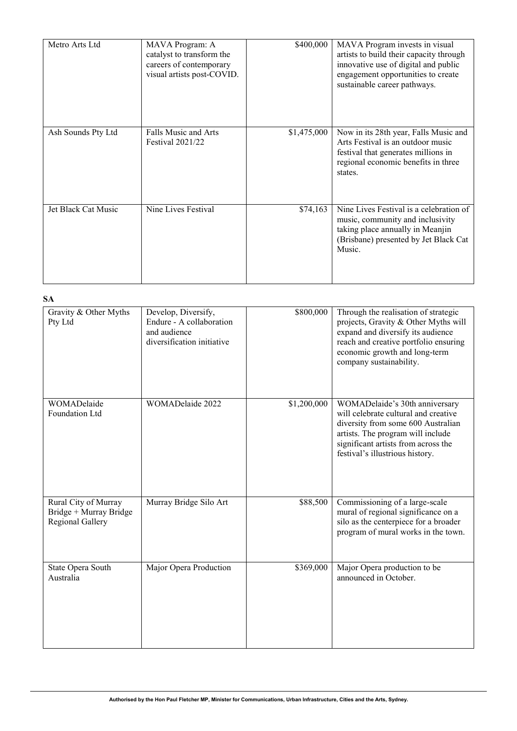| Metro Arts Ltd | MAVA Program: A catalyst to transform the careers of contemporary visual artists post-COVID. | $400,000 | MAVA Program invests in visual artists to build their capacity through innovative use of digital and public engagement opportunities to create sustainable career pathways. |
|---|---|---|---|
| Ash Sounds Pty Ltd | Falls Music and Arts Festival 2021/22 | $1,475,000 | Now in its 28th year, Falls Music and Arts Festival is an outdoor music festival that generates millions in regional economic benefits in three states. |
| Jet Black Cat Music | Nine Lives Festival | $74,163 | Nine Lives Festival is a celebration of music, community and inclusivity taking place annually in Meanjin (Brisbane) presented by Jet Black Cat Music. |

**SA**

| Gravity & Other Myths Pty Ltd | Develop, Diversify, Endure - A collaboration and audience diversification initiative | $800,000 | Through the realisation of strategic projects, Gravity & Other Myths will expand and diversify its audience reach and creative portfolio ensuring economic growth and long-term company sustainability. |
|---|---|---|---|
| WOMADelaide Foundation Ltd | WOMADelaide 2022 | $1,200,000 | WOMADelaide's 30th anniversary will celebrate cultural and creative diversity from some 600 Australian artists. The program will include significant artists from across the festival's illustrious history. |
| Rural City of Murray Bridge + Murray Bridge Regional Gallery | Murray Bridge Silo Art | $88,500 | Commissioning of a large-scale mural of regional significance on a silo as the centerpiece for a broader program of mural works in the town. |
| State Opera South Australia | Major Opera Production | $369,000 | Major Opera production to be announced in October. |

**Authorised by the Hon Paul Fletcher MP, Minister for Communications, Urban Infrastructure, Cities and the Arts, Sydney.**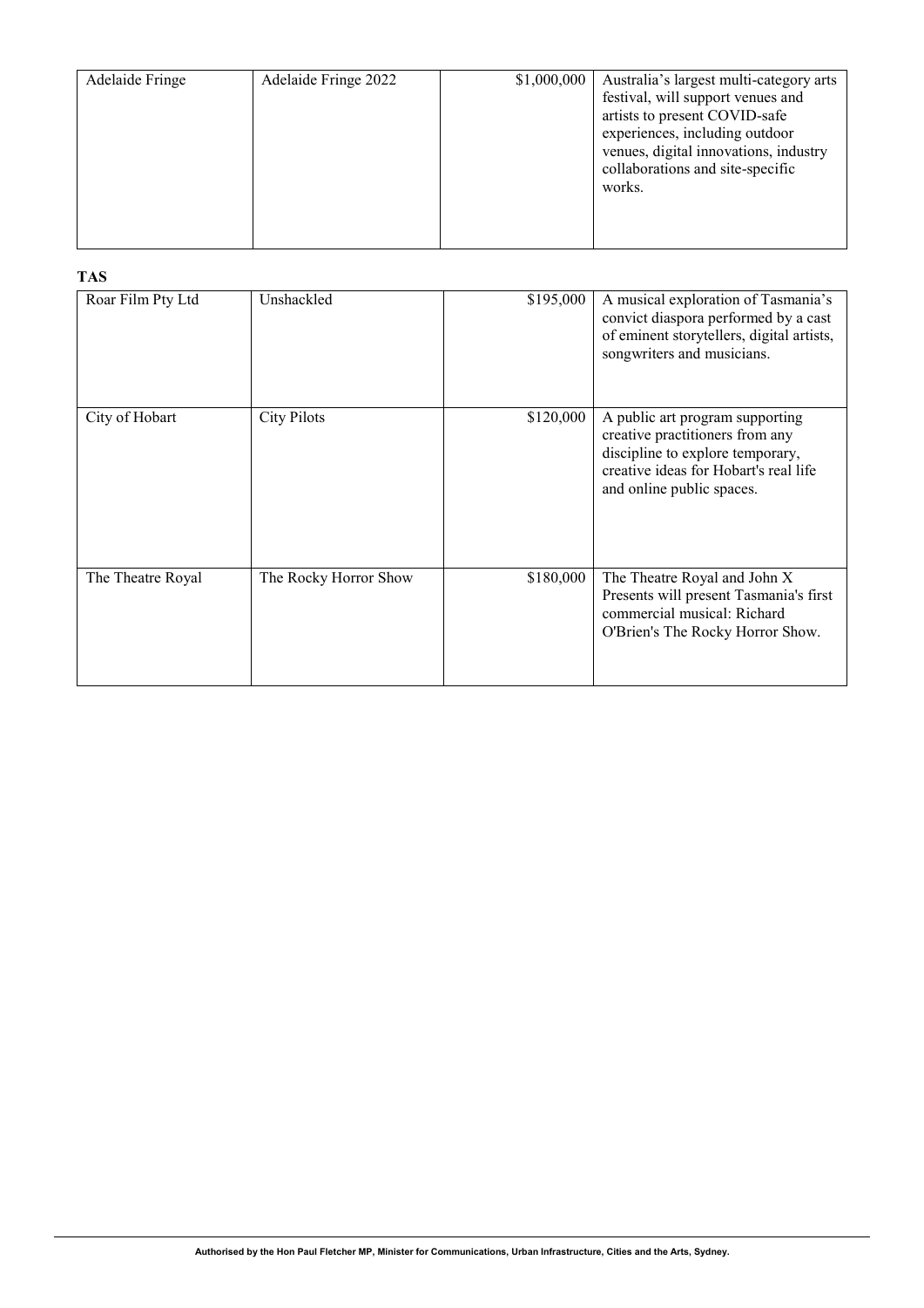| | | | |
|---|---|---|---|
| Adelaide Fringe | Adelaide Fringe 2022 | $1,000,000 | Australia's largest multi-category arts festival, will support venues and artists to present COVID-safe experiences, including outdoor venues, digital innovations, industry collaborations and site-specific works. |

**TAS**

| | | | |
|---|---|---|---|
| Roar Film Pty Ltd | Unshackled | $195,000 | A musical exploration of Tasmania's convict diaspora performed by a cast of eminent storytellers, digital artists, songwriters and musicians. |
| City of Hobart | City Pilots | $120,000 | A public art program supporting creative practitioners from any discipline to explore temporary, creative ideas for Hobart's real life and online public spaces. |
| The Theatre Royal | The Rocky Horror Show | $180,000 | The Theatre Royal and John X Presents will present Tasmania's first commercial musical: Richard O'Brien's The Rocky Horror Show. |

**Authorised by the Hon Paul Fletcher MP, Minister for Communications, Urban Infrastructure, Cities and the Arts, Sydney.**